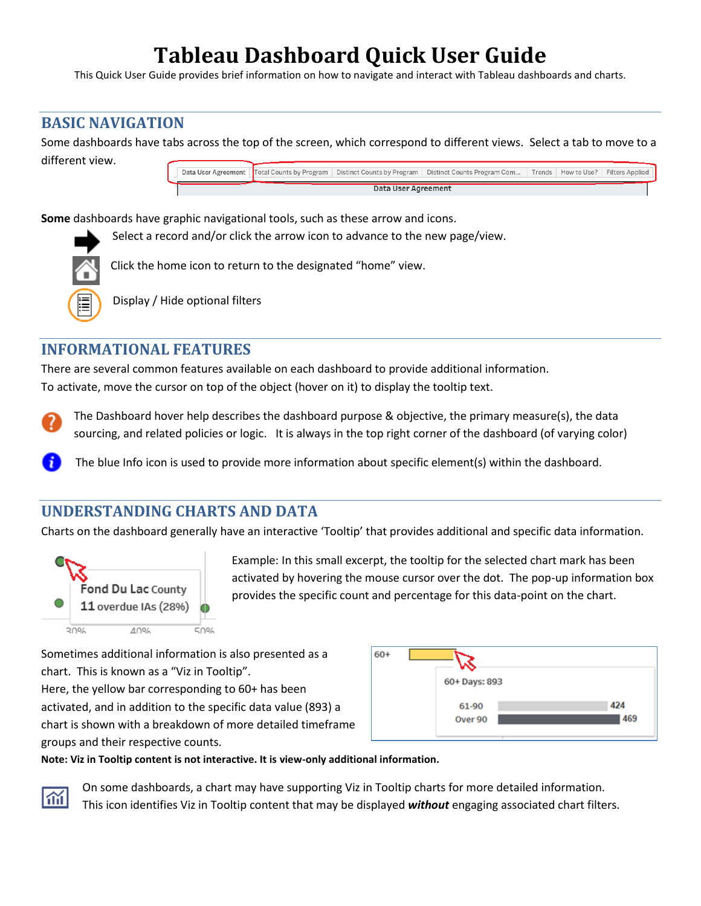# Tableau Dashboard Quick User Guide

This Quick User Guide provides brief information on how to navigate and interact with Tableau dashboards and charts.

## BASIC NAVIGATION

Some dashboards have tabs across the top of the screen, which correspond to different views. Select a tab to move to a different view.

**Some** dashboards have graphic navigational tools, such as these arrow and icons.

Select a record and/or click the arrow icon to advance to the new page/view.

Click the home icon to return to the designated "home" view.

Display / Hide optional filters

## INFORMATIONAL FEATURES

There are several common features available on each dashboard to provide additional information. To activate, move the cursor on top of the object (hover on it) to display the tooltip text.

The Dashboard hover help describes the dashboard purpose & objective, the primary measure(s), the data sourcing, and related policies or logic. It is always in the top right corner of the dashboard (of varying color)

The blue Info icon is used to provide more information about specific element(s) within the dashboard.

## UNDERSTANDING CHARTS AND DATA

Charts on the dashboard generally have an interactive 'Tooltip' that provides additional and specific data information.

Example: In this small excerpt, the tooltip for the selected chart mark has been activated by hovering the mouse cursor over the dot. The pop-up information box provides the specific count and percentage for this data-point on the chart.

Sometimes additional information is also presented as a chart. This is known as a "Viz in Tooltip". Here, the yellow bar corresponding to 60+ has been activated, and in addition to the specific data value (893) a chart is shown with a breakdown of more detailed timeframe groups and their respective counts.

**Note: Viz in Tooltip content is not interactive. It is view-only additional information.**

On some dashboards, a chart may have supporting Viz in Tooltip charts for more detailed information. This icon identifies Viz in Tooltip content that may be displayed ***without*** engaging associated chart filters.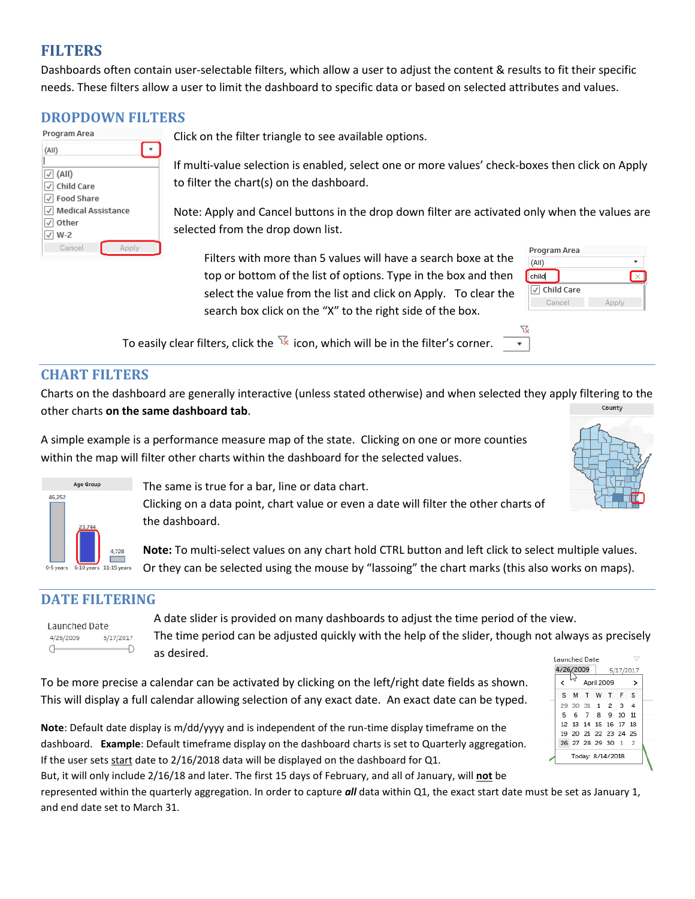# FILTERS

Dashboards often contain user-selectable filters, which allow a user to adjust the content & results to fit their specific needs. These filters allow a user to limit the dashboard to specific data or based on selected attributes and values.

## DROPDOWN FILTERS

Program Area
(All)
(All)
Child Care
Food Share
Medical Assistance
Other
W-2
Cancel
Apply

Click on the filter triangle to see available options.

If multi-value selection is enabled, select one or more values' check-boxes then click on Apply to filter the chart(s) on the dashboard.

Note: Apply and Cancel buttons in the drop down filter are activated only when the values are selected from the drop down list.

Filters with more than 5 values will have a search boxe at the top or bottom of the list of options. Type in the box and then select the value from the list and click on Apply. To clear the search box click on the "X" to the right side of the box.

Program Area
(All)
child
Child Care
Cancel
Apply

To easily clear filters, click the icon, which will be in the filter's corner.

## CHART FILTERS

Charts on the dashboard are generally interactive (unless stated otherwise) and when selected they apply filtering to the other charts **on the same dashboard tab**.

County

A simple example is a performance measure map of the state. Clicking on one or more counties within the map will filter other charts within the dashboard for the selected values.

Age Group
45,252
23,744
4,728
0-5 years
6-10 years
11-15 years

The same is true for a bar, line or data chart.
Clicking on a data point, chart value or even a date will filter the other charts of the dashboard.

**Note:** To multi-select values on any chart hold CTRL button and left click to select multiple values. Or they can be selected using the mouse by "lassoing" the chart marks (this also works on maps).

## DATE FILTERING

Launched Date
4/26/2009
5/17/2017

A date slider is provided on many dashboards to adjust the time period of the view. The time period can be adjusted quickly with the help of the slider, though not always as precisely as desired.

To be more precise a calendar can be activated by clicking on the left/right date fields as shown. This will display a full calendar allowing selection of any exact date. An exact date can be typed.

Launched Date
4/26/2009
5/17/2017
April 2009
S M T W T F S
29 30 31 1 2 3 4
5 6 7 8 9 10 11
12 13 14 15 16 17 18
19 20 21 22 23 24 25
26 27 28 29 30 1 2
Today: 8/14/2018

**Note**: Default date display is m/dd/yyyy and is independent of the run-time display timeframe on the dashboard. **Example**: Default timeframe display on the dashboard charts is set to Quarterly aggregation. If the user sets start date to 2/16/2018 data will be displayed on the dashboard for Q1. But, it will only include 2/16/18 and later. The first 15 days of February, and all of January, will **not** be represented within the quarterly aggregation. In order to capture ***all*** data within Q1, the exact start date must be set as January 1, and end date set to March 31.